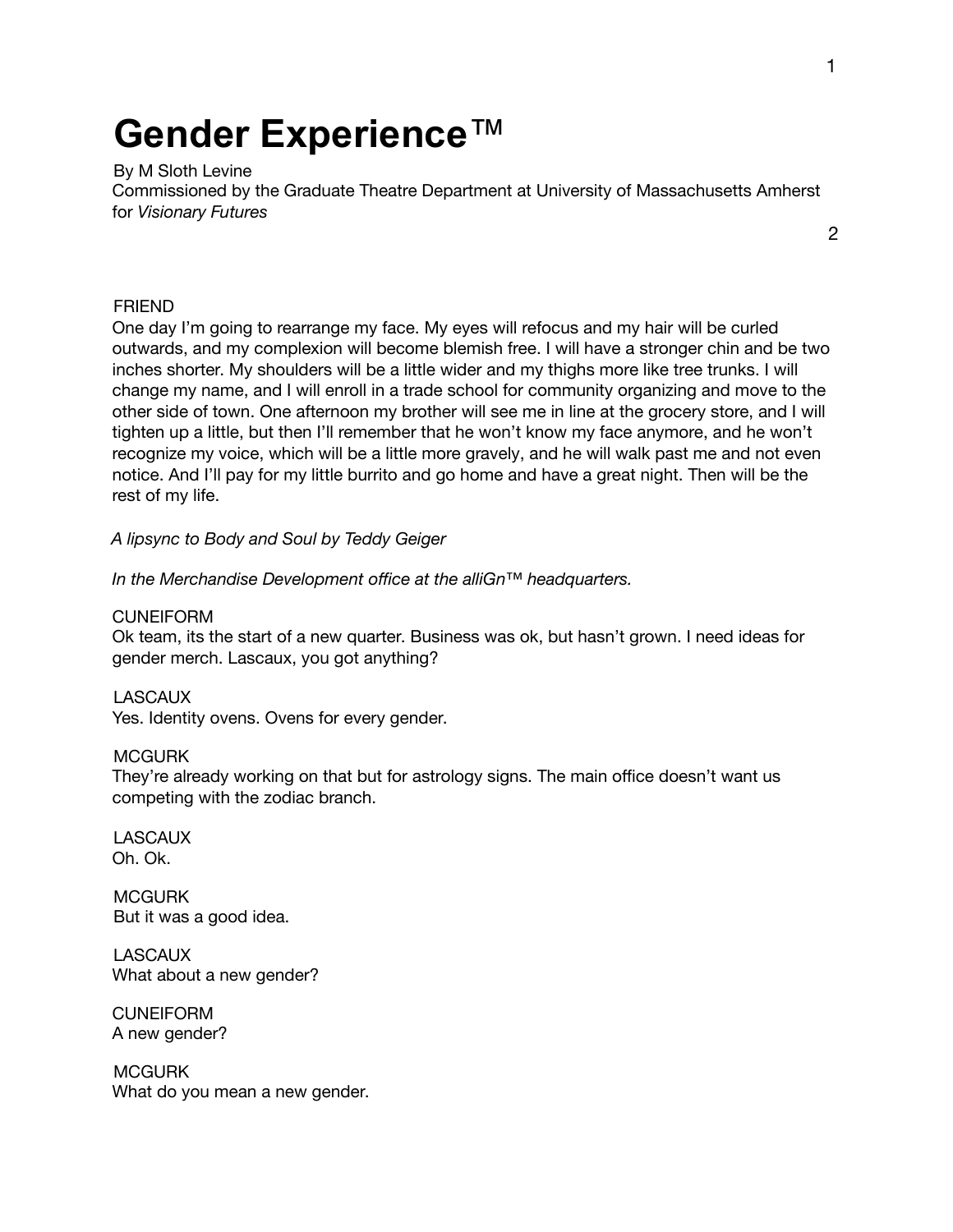# Gender Experience™

By M Sloth Levine
Commissioned by the Graduate Theatre Department at University of Massachusetts Amherst for *Visionary Futures*

FRIEND
One day I'm going to rearrange my face. My eyes will refocus and my hair will be curled outwards, and my complexion will become blemish free. I will have a stronger chin and be two inches shorter. My shoulders will be a little wider and my thighs more like tree trunks. I will change my name, and I will enroll in a trade school for community organizing and move to the other side of town. One afternoon my brother will see me in line at the grocery store, and I will tighten up a little, but then I'll remember that he won't know my face anymore, and he won't recognize my voice, which will be a little more gravely, and he will walk past me and not even notice. And I'll pay for my little burrito and go home and have a great night. Then will be the rest of my life.

*A lipsync to Body and Soul by Teddy Geiger*

*In the Merchandise Development office at the alliGn™ headquarters.*

CUNEIFORM
Ok team, its the start of a new quarter. Business was ok, but hasn't grown. I need ideas for gender merch. Lascaux, you got anything?

LASCAUX
Yes. Identity ovens. Ovens for every gender.

MCGURK
They're already working on that but for astrology signs. The main office doesn't want us competing with the zodiac branch.

LASCAUX
Oh. Ok.

MCGURK
But it was a good idea.

LASCAUX
What about a new gender?

CUNEIFORM
A new gender?

MCGURK
What do you mean a new gender.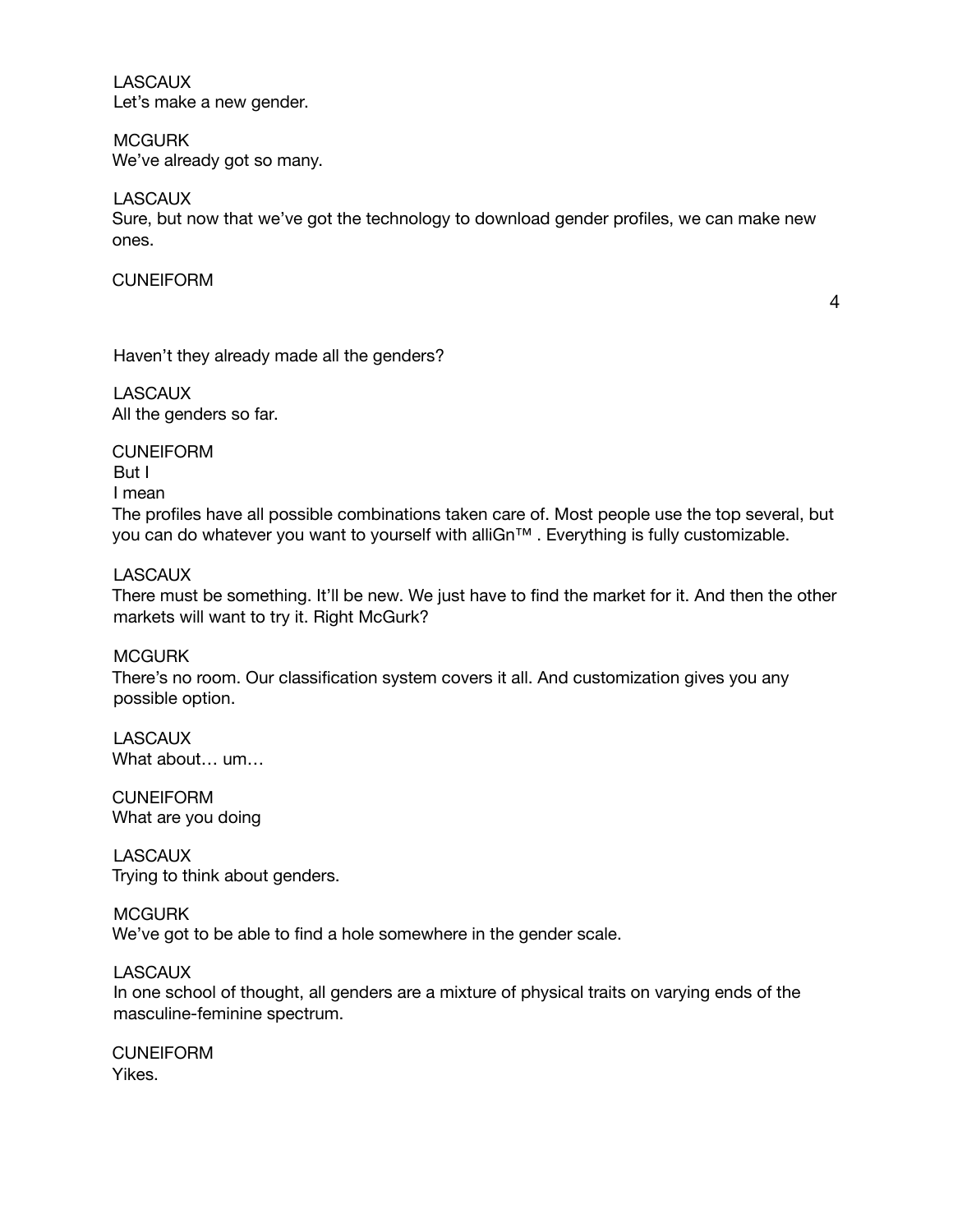LASCAUX
Let's make a new gender.

MCGURK
We've already got so many.

LASCAUX
Sure, but now that we've got the technology to download gender profiles, we can make new ones.

CUNEIFORM
Haven't they already made all the genders?

LASCAUX
All the genders so far.

CUNEIFORM
But I
I mean
The profiles have all possible combinations taken care of. Most people use the top several, but you can do whatever you want to yourself with alliGn™ . Everything is fully customizable.

LASCAUX
There must be something. It'll be new. We just have to find the market for it. And then the other markets will want to try it. Right McGurk?

MCGURK
There's no room. Our classification system covers it all. And customization gives you any possible option.

LASCAUX
What about… um…

CUNEIFORM
What are you doing

LASCAUX
Trying to think about genders.

MCGURK
We've got to be able to find a hole somewhere in the gender scale.

LASCAUX
In one school of thought, all genders are a mixture of physical traits on varying ends of the masculine-feminine spectrum.

CUNEIFORM
Yikes.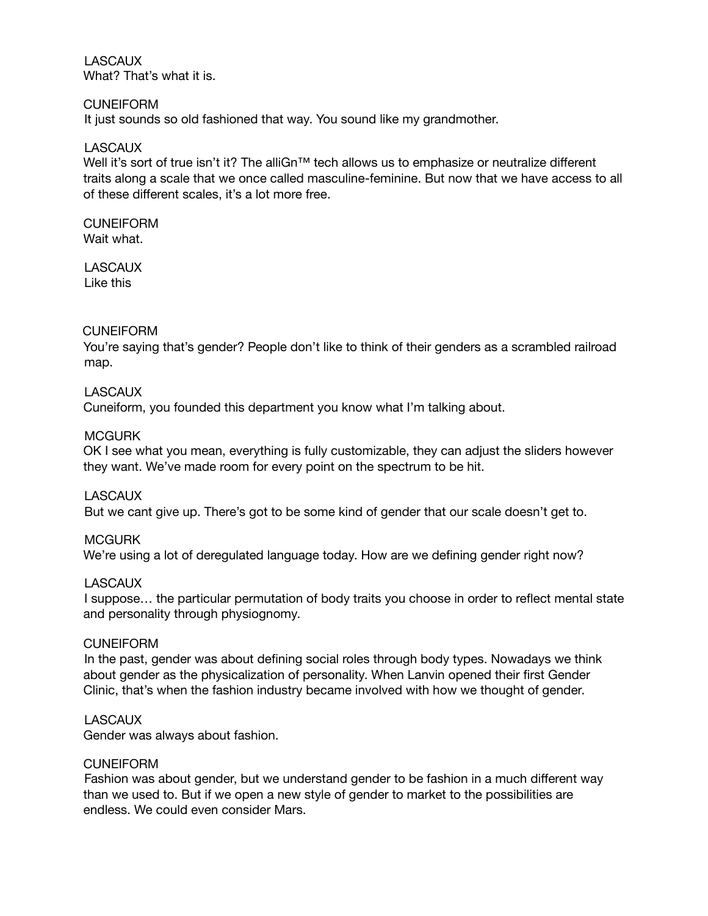LASCAUX
What? That's what it is.

CUNEIFORM
It just sounds so old fashioned that way. You sound like my grandmother.

LASCAUX
Well it's sort of true isn't it? The alliGn™ tech allows us to emphasize or neutralize different traits along a scale that we once called masculine-feminine. But now that we have access to all of these different scales, it's a lot more free.

CUNEIFORM
Wait what.

LASCAUX
Like this

CUNEIFORM
You're saying that's gender? People don't like to think of their genders as a scrambled railroad map.

LASCAUX
Cuneiform, you founded this department you know what I'm talking about.

MCGURK
OK I see what you mean, everything is fully customizable, they can adjust the sliders however they want. We've made room for every point on the spectrum to be hit.

LASCAUX
But we cant give up. There's got to be some kind of gender that our scale doesn't get to.

MCGURK
We're using a lot of deregulated language today. How are we defining gender right now?

LASCAUX
I suppose… the particular permutation of body traits you choose in order to reflect mental state and personality through physiognomy.

CUNEIFORM
In the past, gender was about defining social roles through body types. Nowadays we think about gender as the physicalization of personality. When Lanvin opened their first Gender Clinic, that's when the fashion industry became involved with how we thought of gender.

LASCAUX
Gender was always about fashion.

CUNEIFORM
Fashion was about gender, but we understand gender to be fashion in a much different way than we used to. But if we open a new style of gender to market to the possibilities are endless. We could even consider Mars.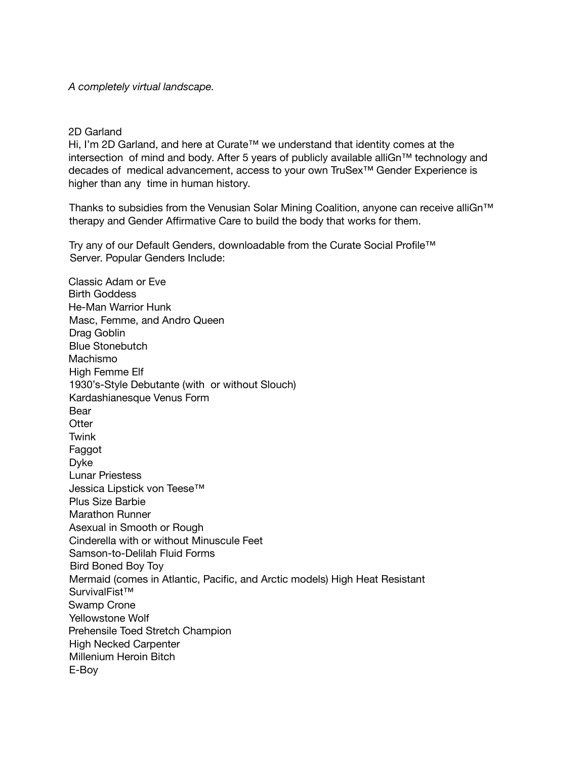*A completely virtual landscape.*

2D Garland

Hi, I'm 2D Garland, and here at Curate™ we understand that identity comes at the intersection of mind and body. After 5 years of publicly available alliGn™ technology and decades of medical advancement, access to your own TruSex™ Gender Experience is higher than any time in human history.

Thanks to subsidies from the Venusian Solar Mining Coalition, anyone can receive alliGn™ therapy and Gender Affirmative Care to build the body that works for them.

Try any of our Default Genders, downloadable from the Curate Social Profile™ Server. Popular Genders Include:

Classic Adam or Eve
Birth Goddess
He-Man Warrior Hunk
Masc, Femme, and Andro Queen
Drag Goblin
Blue Stonebutch
Machismo
High Femme Elf
1930's-Style Debutante (with or without Slouch)
Kardashianesque Venus Form
Bear
Otter
Twink
Faggot
Dyke
Lunar Priestess
Jessica Lipstick von Teese™
Plus Size Barbie
Marathon Runner
Asexual in Smooth or Rough
Cinderella with or without Minuscule Feet
Samson-to-Delilah Fluid Forms
Bird Boned Boy Toy
Mermaid (comes in Atlantic, Pacific, and Arctic models) High Heat Resistant
SurvivalFist™
Swamp Crone
Yellowstone Wolf
Prehensile Toed Stretch Champion
High Necked Carpenter
Millenium Heroin Bitch
E-Boy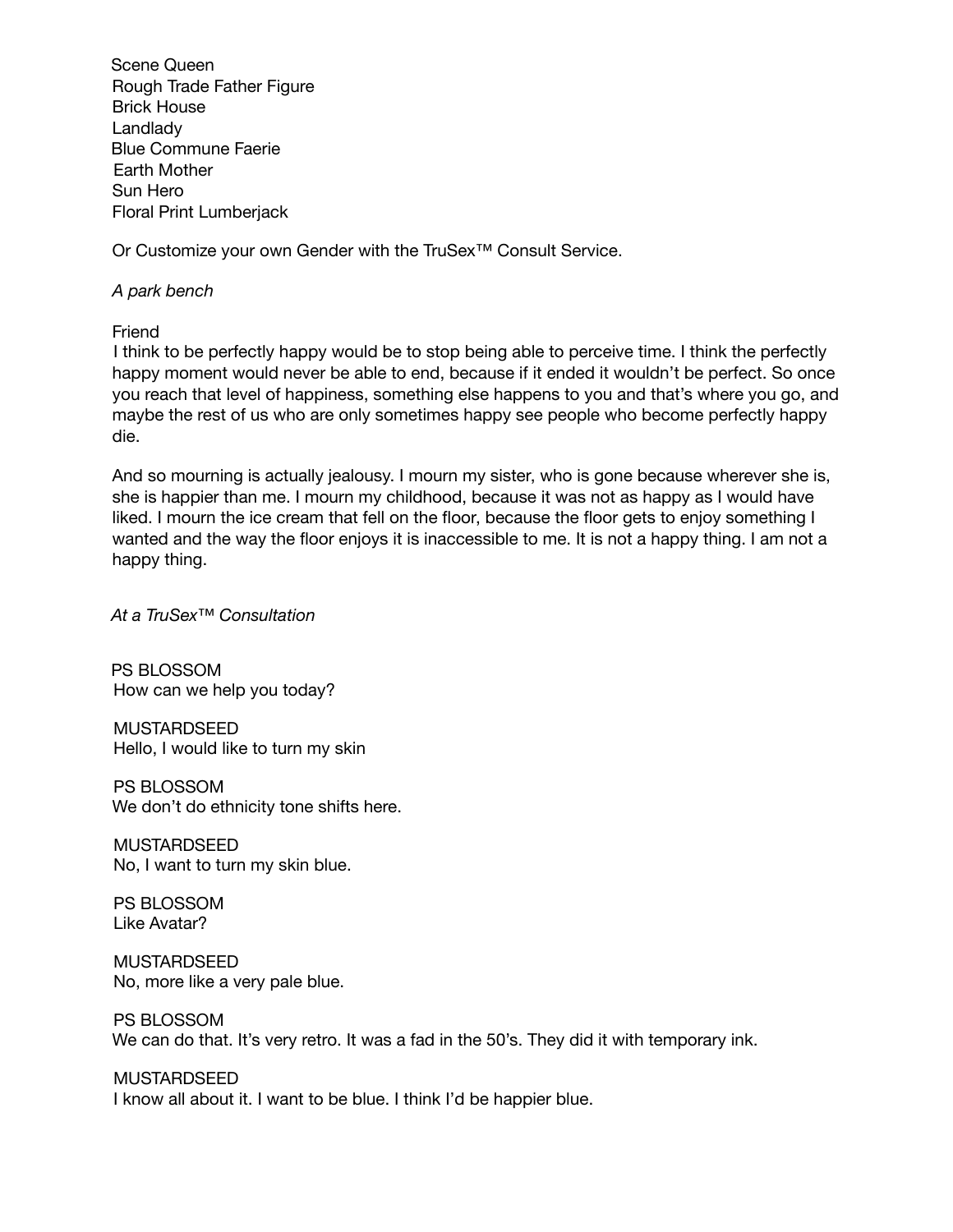Scene Queen
Rough Trade Father Figure
Brick House
Landlady
Blue Commune Faerie
Earth Mother
Sun Hero
Floral Print Lumberjack

Or Customize your own Gender with the TruSex™ Consult Service.

*A park bench*

Friend
I think to be perfectly happy would be to stop being able to perceive time. I think the perfectly happy moment would never be able to end, because if it ended it wouldn't be perfect. So once you reach that level of happiness, something else happens to you and that's where you go, and maybe the rest of us who are only sometimes happy see people who become perfectly happy die.

And so mourning is actually jealousy. I mourn my sister, who is gone because wherever she is, she is happier than me. I mourn my childhood, because it was not as happy as I would have liked. I mourn the ice cream that fell on the floor, because the floor gets to enjoy something I wanted and the way the floor enjoys it is inaccessible to me. It is not a happy thing. I am not a happy thing.

*At a TruSex™ Consultation*

PS BLOSSOM
How can we help you today?

MUSTARDSEED
Hello, I would like to turn my skin

PS BLOSSOM
We don't do ethnicity tone shifts here.

MUSTARDSEED
No, I want to turn my skin blue.

PS BLOSSOM
Like Avatar?

MUSTARDSEED
No, more like a very pale blue.

PS BLOSSOM
We can do that. It's very retro. It was a fad in the 50's. They did it with temporary ink.

MUSTARDSEED
I know all about it. I want to be blue. I think I'd be happier blue.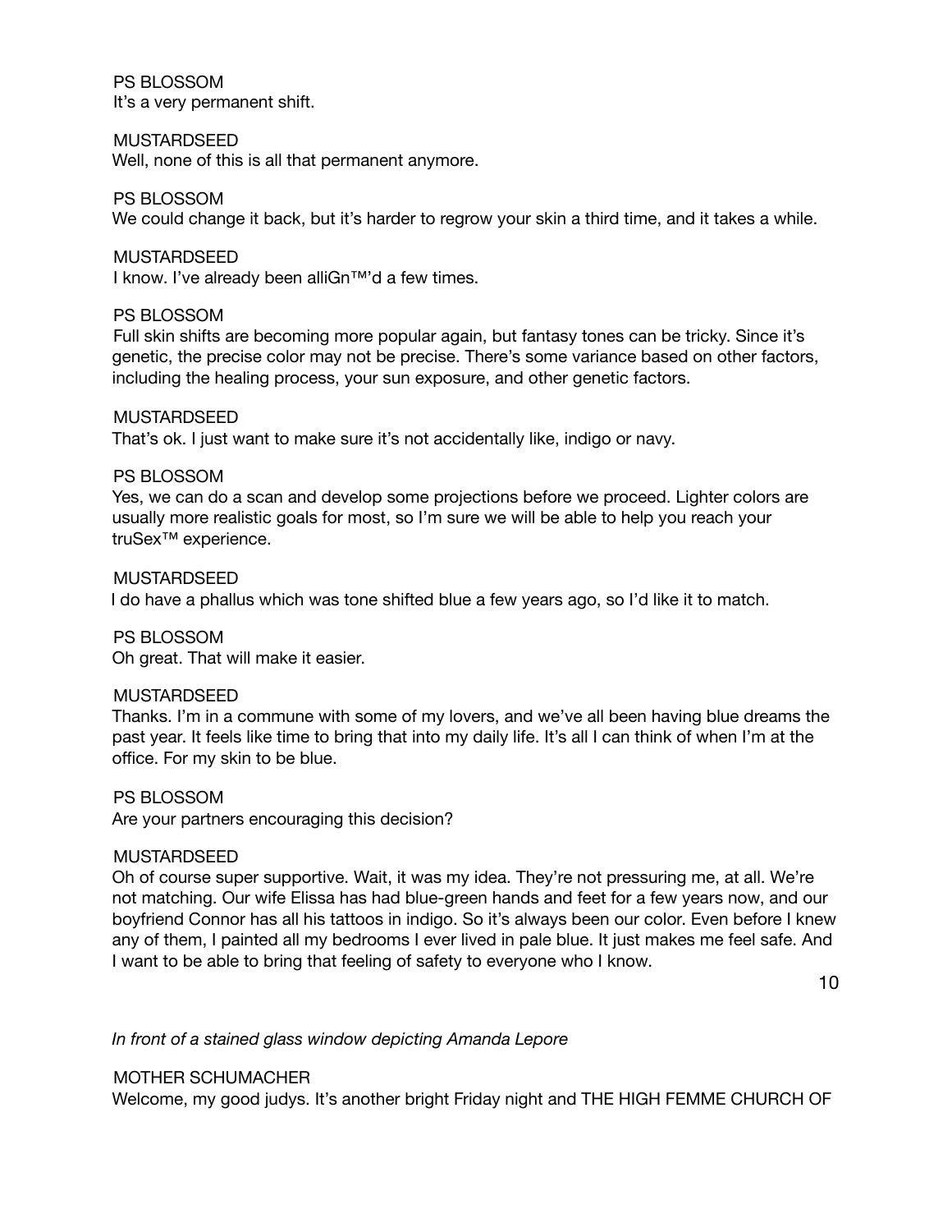PS BLOSSOM
It's a very permanent shift.

MUSTARDSEED
Well, none of this is all that permanent anymore.

PS BLOSSOM
We could change it back, but it's harder to regrow your skin a third time, and it takes a while.

MUSTARDSEED
I know. I've already been alliGn™'d a few times.

PS BLOSSOM
Full skin shifts are becoming more popular again, but fantasy tones can be tricky. Since it's genetic, the precise color may not be precise. There's some variance based on other factors, including the healing process, your sun exposure, and other genetic factors.

MUSTARDSEED
That's ok. I just want to make sure it's not accidentally like, indigo or navy.

PS BLOSSOM
Yes, we can do a scan and develop some projections before we proceed. Lighter colors are usually more realistic goals for most, so I'm sure we will be able to help you reach your truSex™ experience.

MUSTARDSEED
I do have a phallus which was tone shifted blue a few years ago, so I'd like it to match.

PS BLOSSOM
Oh great. That will make it easier.

MUSTARDSEED
Thanks. I'm in a commune with some of my lovers, and we've all been having blue dreams the past year. It feels like time to bring that into my daily life. It's all I can think of when I'm at the office. For my skin to be blue.

PS BLOSSOM
Are your partners encouraging this decision?

MUSTARDSEED
Oh of course super supportive. Wait, it was my idea. They're not pressuring me, at all. We're not matching. Our wife Elissa has had blue-green hands and feet for a few years now, and our boyfriend Connor has all his tattoos in indigo. So it's always been our color. Even before I knew any of them, I painted all my bedrooms I ever lived in pale blue. It just makes me feel safe. And I want to be able to bring that feeling of safety to everyone who I know.

*In front of a stained glass window depicting Amanda Lepore*

MOTHER SCHUMACHER
Welcome, my good judys. It's another bright Friday night and THE HIGH FEMME CHURCH OF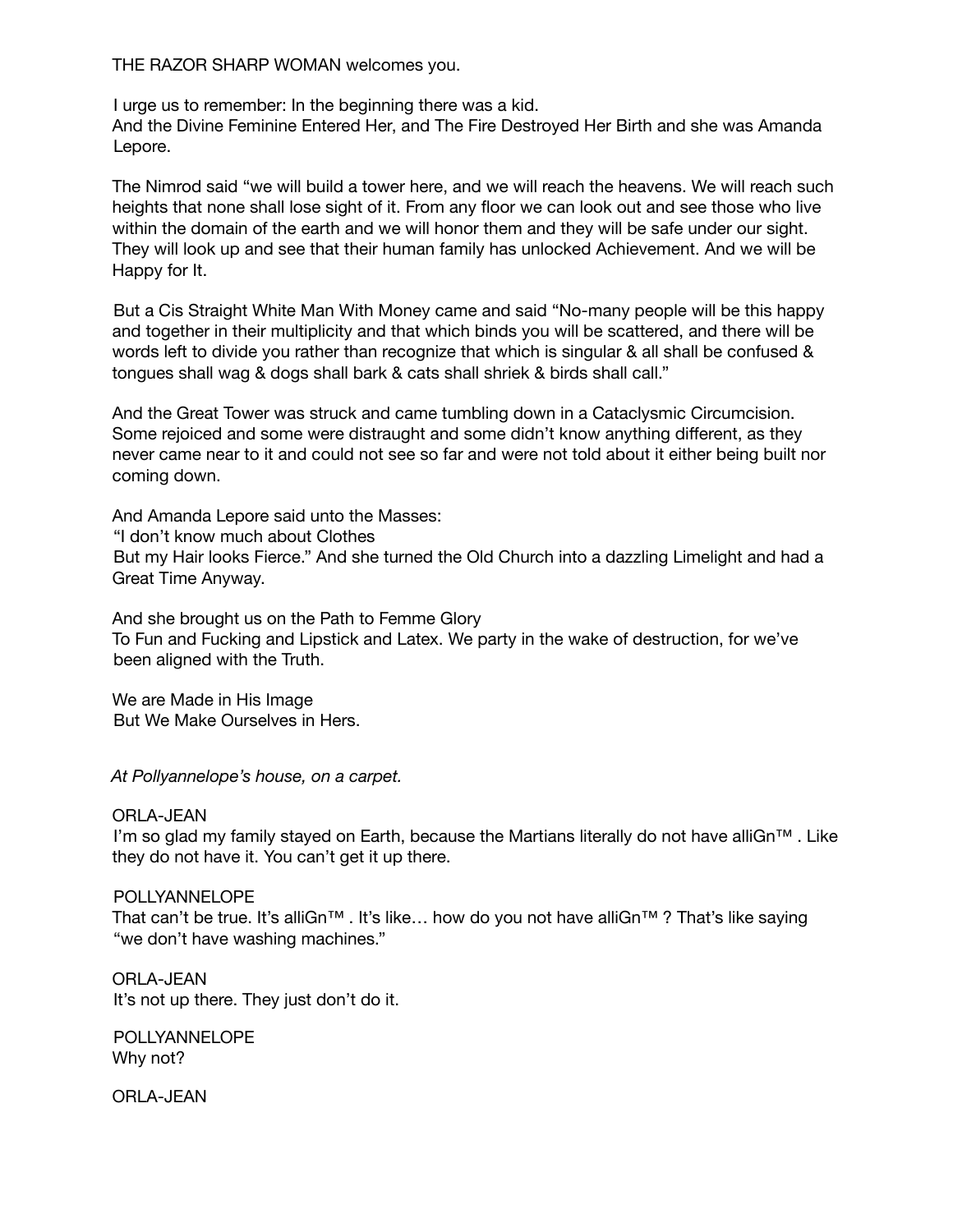THE RAZOR SHARP WOMAN welcomes you.

I urge us to remember: In the beginning there was a kid.
And the Divine Feminine Entered Her, and The Fire Destroyed Her Birth and she was Amanda Lepore.

The Nimrod said "we will build a tower here, and we will reach the heavens. We will reach such heights that none shall lose sight of it. From any floor we can look out and see those who live within the domain of the earth and we will honor them and they will be safe under our sight. They will look up and see that their human family has unlocked Achievement. And we will be Happy for It.

But a Cis Straight White Man With Money came and said "No-many people will be this happy and together in their multiplicity and that which binds you will be scattered, and there will be words left to divide you rather than recognize that which is singular & all shall be confused & tongues shall wag & dogs shall bark & cats shall shriek & birds shall call."

And the Great Tower was struck and came tumbling down in a Cataclysmic Circumcision. Some rejoiced and some were distraught and some didn't know anything different, as they never came near to it and could not see so far and were not told about it either being built nor coming down.

And Amanda Lepore said unto the Masses:
"I don't know much about Clothes
But my Hair looks Fierce." And she turned the Old Church into a dazzling Limelight and had a Great Time Anyway.

And she brought us on the Path to Femme Glory
To Fun and Fucking and Lipstick and Latex. We party in the wake of destruction, for we've been aligned with the Truth.

We are Made in His Image
But We Make Ourselves in Hers.

*At Pollyannelope's house, on a carpet.*

ORLA-JEAN
I'm so glad my family stayed on Earth, because the Martians literally do not have alliGn™ . Like they do not have it. You can't get it up there.

POLLYANNELOPE
That can't be true. It's alliGn™ . It's like… how do you not have alliGn™ ? That's like saying "we don't have washing machines."

ORLA-JEAN
It's not up there. They just don't do it.

POLLYANNELOPE
Why not?

ORLA-JEAN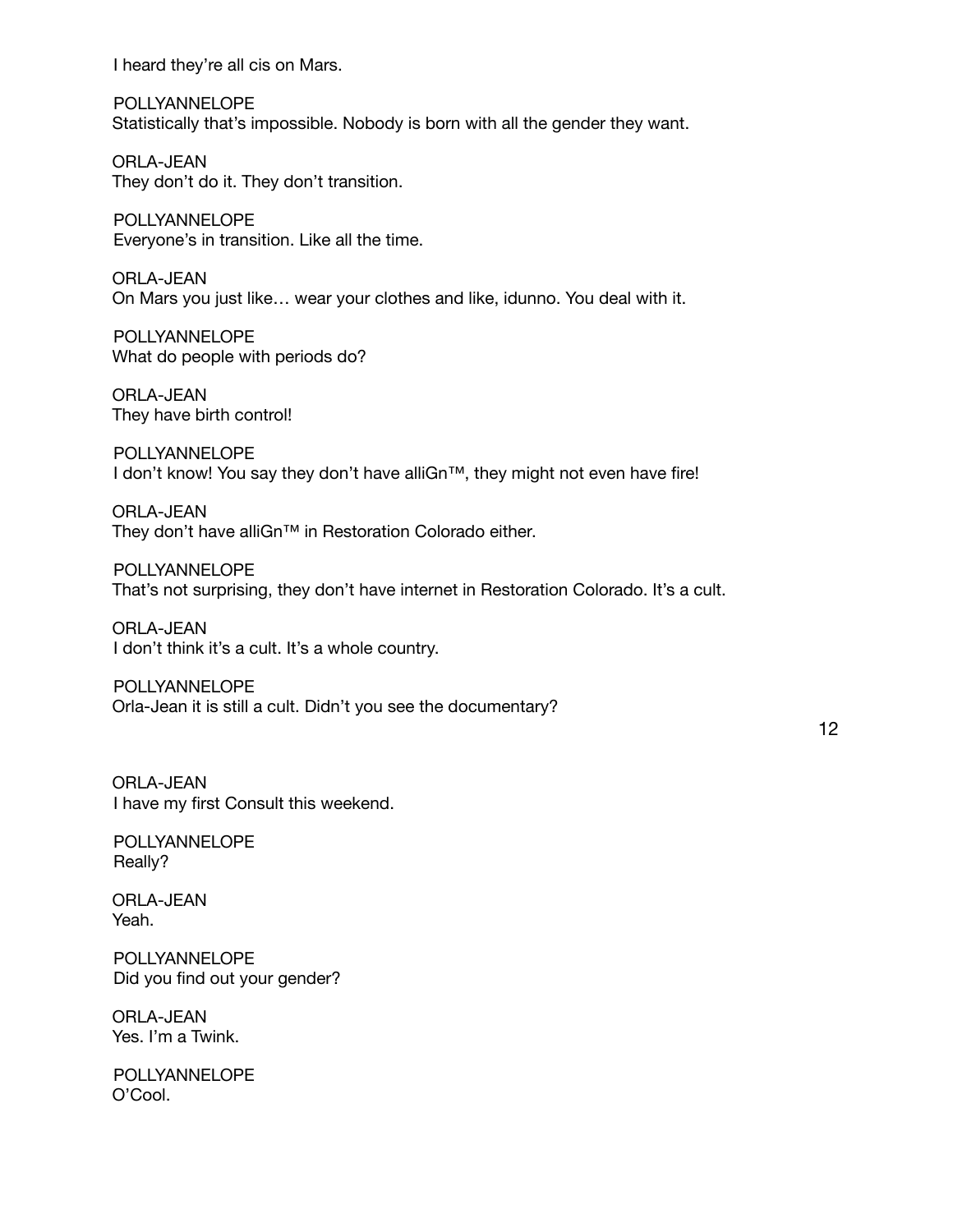I heard they're all cis on Mars.

POLLYANNELOPE
Statistically that's impossible. Nobody is born with all the gender they want.

ORLA-JEAN
They don't do it. They don't transition.

POLLYANNELOPE
Everyone's in transition. Like all the time.

ORLA-JEAN
On Mars you just like… wear your clothes and like, idunno. You deal with it.

POLLYANNELOPE
What do people with periods do?

ORLA-JEAN
They have birth control!

POLLYANNELOPE
I don't know! You say they don't have alliGn™, they might not even have fire!

ORLA-JEAN
They don't have alliGn™ in Restoration Colorado either.

POLLYANNELOPE
That's not surprising, they don't have internet in Restoration Colorado. It's a cult.

ORLA-JEAN
I don't think it's a cult. It's a whole country.

POLLYANNELOPE
Orla-Jean it is still a cult. Didn't you see the documentary?

ORLA-JEAN
I have my first Consult this weekend.

POLLYANNELOPE
Really?

ORLA-JEAN
Yeah.

POLLYANNELOPE
Did you find out your gender?

ORLA-JEAN
Yes. I'm a Twink.

POLLYANNELOPE
O'Cool.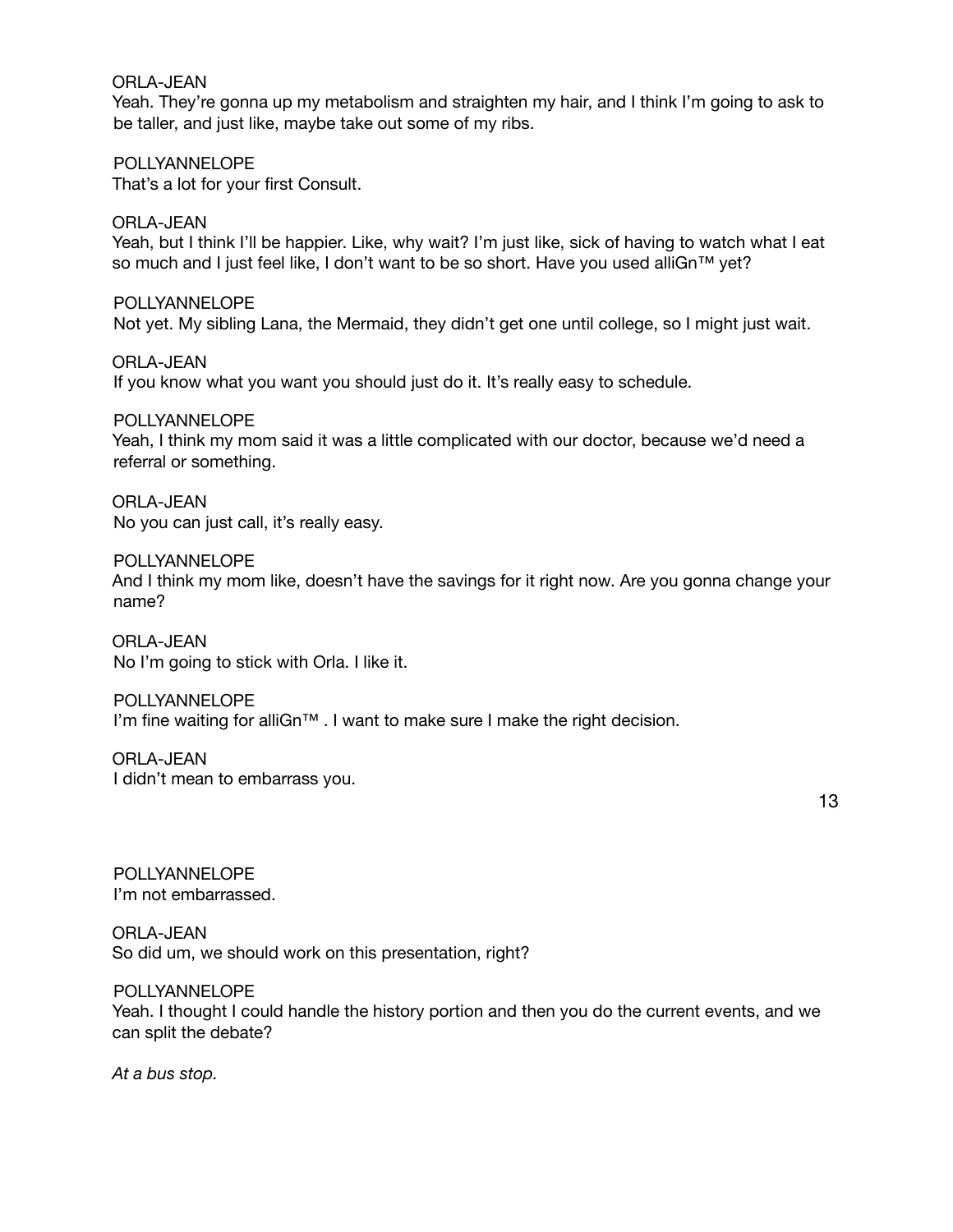ORLA-JEAN
Yeah. They're gonna up my metabolism and straighten my hair, and I think I'm going to ask to be taller, and just like, maybe take out some of my ribs.

POLLYANNELOPE
That's a lot for your first Consult.

ORLA-JEAN
Yeah, but I think I'll be happier. Like, why wait? I'm just like, sick of having to watch what I eat so much and I just feel like, I don't want to be so short. Have you used alliGn™ yet?

POLLYANNELOPE
Not yet. My sibling Lana, the Mermaid, they didn't get one until college, so I might just wait.

ORLA-JEAN
If you know what you want you should just do it. It's really easy to schedule.

POLLYANNELOPE
Yeah, I think my mom said it was a little complicated with our doctor, because we'd need a referral or something.

ORLA-JEAN
No you can just call, it's really easy.

POLLYANNELOPE
And I think my mom like, doesn't have the savings for it right now. Are you gonna change your name?

ORLA-JEAN
No I'm going to stick with Orla. I like it.

POLLYANNELOPE
I'm fine waiting for alliGn™ . I want to make sure I make the right decision.

ORLA-JEAN
I didn't mean to embarrass you.

POLLYANNELOPE
I'm not embarrassed.

ORLA-JEAN
So did um, we should work on this presentation, right?

POLLYANNELOPE
Yeah. I thought I could handle the history portion and then you do the current events, and we can split the debate?

*At a bus stop.*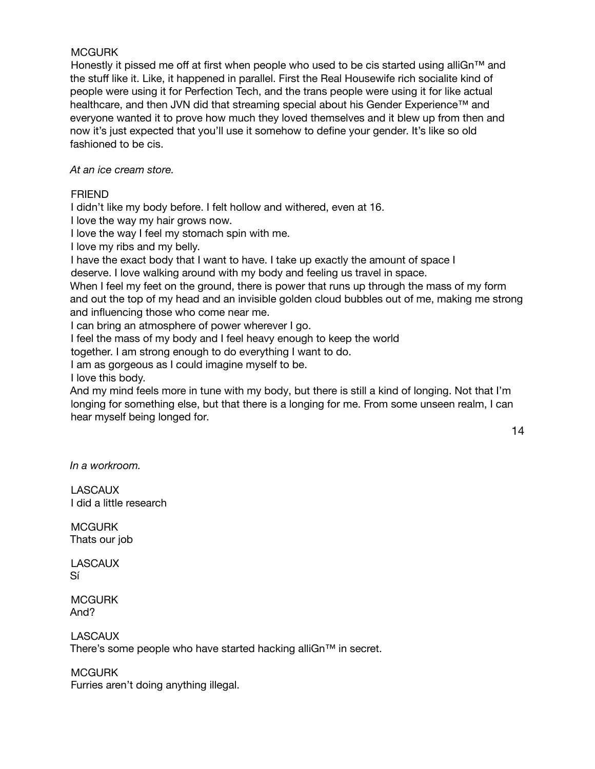MCGURK
Honestly it pissed me off at first when people who used to be cis started using alliGn™ and the stuff like it. Like, it happened in parallel. First the Real Housewife rich socialite kind of people were using it for Perfection Tech, and the trans people were using it for like actual healthcare, and then JVN did that streaming special about his Gender Experience™ and everyone wanted it to prove how much they loved themselves and it blew up from then and now it's just expected that you'll use it somehow to define your gender. It's like so old fashioned to be cis.

*At an ice cream store.*

FRIEND
I didn't like my body before. I felt hollow and withered, even at 16.
I love the way my hair grows now.
I love the way I feel my stomach spin with me.
I love my ribs and my belly.
I have the exact body that I want to have. I take up exactly the amount of space I deserve. I love walking around with my body and feeling us travel in space.
When I feel my feet on the ground, there is power that runs up through the mass of my form and out the top of my head and an invisible golden cloud bubbles out of me, making me strong and influencing those who come near me.
I can bring an atmosphere of power wherever I go.
I feel the mass of my body and I feel heavy enough to keep the world together. I am strong enough to do everything I want to do.
I am as gorgeous as I could imagine myself to be.
I love this body.
And my mind feels more in tune with my body, but there is still a kind of longing. Not that I'm longing for something else, but that there is a longing for me. From some unseen realm, I can hear myself being longed for.

*In a workroom.*

LASCAUX
I did a little research

MCGURK
Thats our job

LASCAUX
Sí

MCGURK
And?

LASCAUX
There's some people who have started hacking alliGn™ in secret.

MCGURK
Furries aren't doing anything illegal.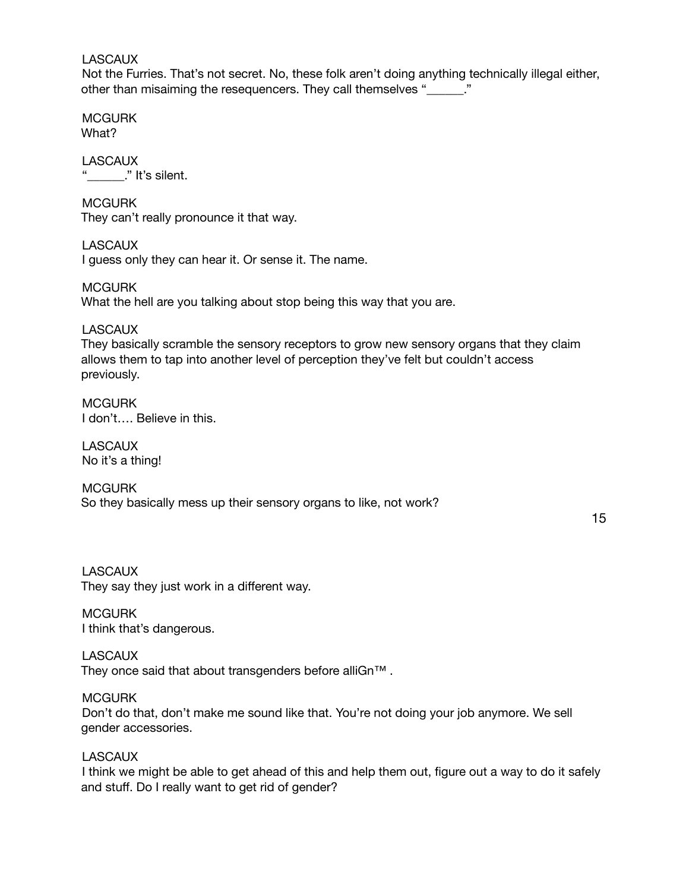LASCAUX
Not the Furries. That's not secret. No, these folk aren't doing anything technically illegal either, other than misaiming the resequencers. They call themselves "______."

MCGURK
What?

LASCAUX
"______." It's silent.

MCGURK
They can't really pronounce it that way.

LASCAUX
I guess only they can hear it. Or sense it. The name.

MCGURK
What the hell are you talking about stop being this way that you are.

LASCAUX
They basically scramble the sensory receptors to grow new sensory organs that they claim allows them to tap into another level of perception they've felt but couldn't access previously.

MCGURK
I don't…. Believe in this.

LASCAUX
No it's a thing!

MCGURK
So they basically mess up their sensory organs to like, not work?

LASCAUX
They say they just work in a different way.

MCGURK
I think that's dangerous.

LASCAUX
They once said that about transgenders before alliGn™ .

MCGURK
Don't do that, don't make me sound like that. You're not doing your job anymore. We sell gender accessories.

LASCAUX
I think we might be able to get ahead of this and help them out, figure out a way to do it safely and stuff. Do I really want to get rid of gender?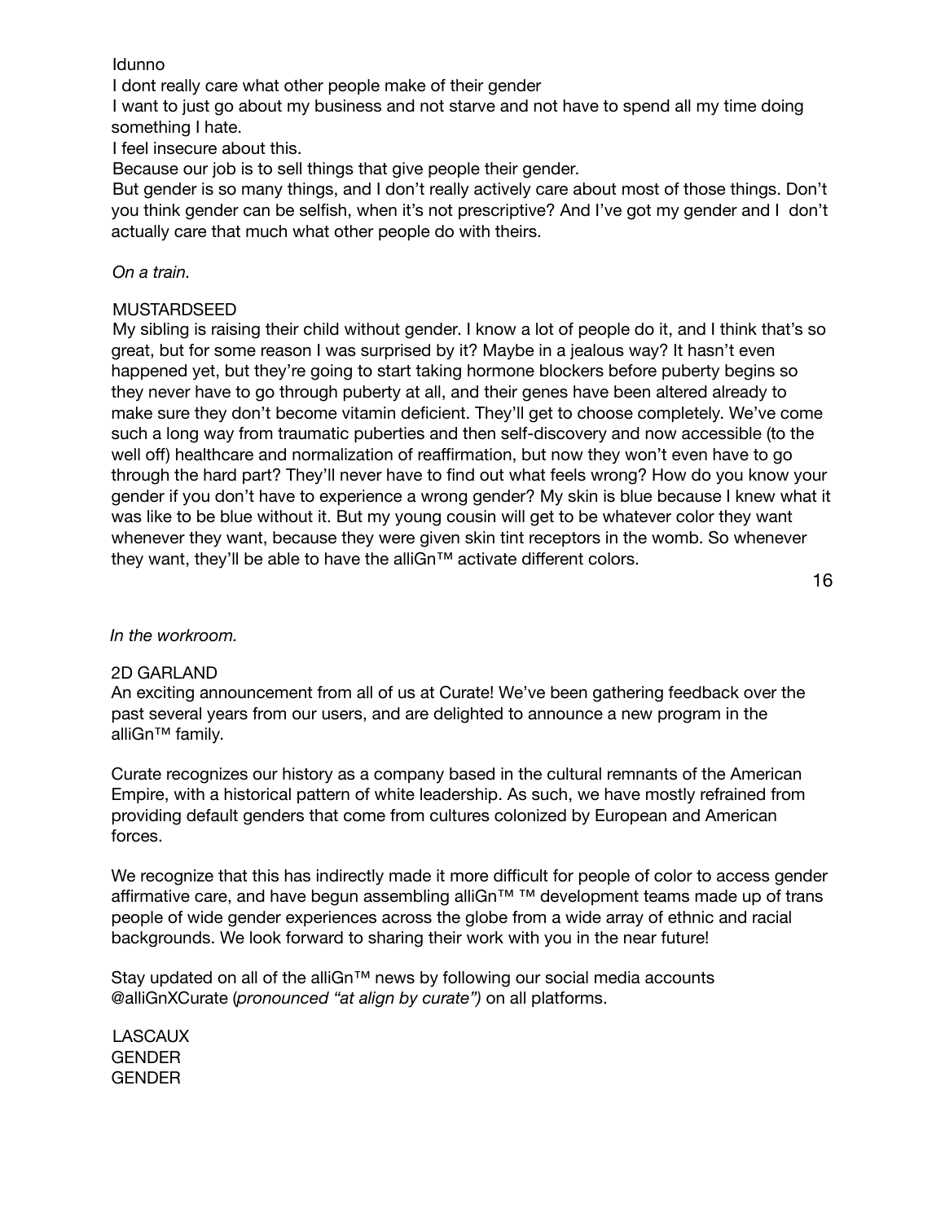Idunno

I dont really care what other people make of their gender

I want to just go about my business and not starve and not have to spend all my time doing something I hate.

I feel insecure about this.

Because our job is to sell things that give people their gender.

But gender is so many things, and I don't really actively care about most of those things. Don't you think gender can be selfish, when it's not prescriptive? And I've got my gender and I don't actually care that much what other people do with theirs.

*On a train.*

MUSTARDSEED

My sibling is raising their child without gender. I know a lot of people do it, and I think that's so great, but for some reason I was surprised by it? Maybe in a jealous way? It hasn't even happened yet, but they're going to start taking hormone blockers before puberty begins so they never have to go through puberty at all, and their genes have been altered already to make sure they don't become vitamin deficient. They'll get to choose completely. We've come such a long way from traumatic puberties and then self-discovery and now accessible (to the well off) healthcare and normalization of reaffirmation, but now they won't even have to go through the hard part? They'll never have to find out what feels wrong? How do you know your gender if you don't have to experience a wrong gender? My skin is blue because I knew what it was like to be blue without it. But my young cousin will get to be whatever color they want whenever they want, because they were given skin tint receptors in the womb. So whenever they want, they'll be able to have the alliGn™ activate different colors.

*In the workroom.*

2D GARLAND

An exciting announcement from all of us at Curate! We've been gathering feedback over the past several years from our users, and are delighted to announce a new program in the alliGn™ family.

Curate recognizes our history as a company based in the cultural remnants of the American Empire, with a historical pattern of white leadership. As such, we have mostly refrained from providing default genders that come from cultures colonized by European and American forces.

We recognize that this has indirectly made it more difficult for people of color to access gender affirmative care, and have begun assembling alliGn™ ™ development teams made up of trans people of wide gender experiences across the globe from a wide array of ethnic and racial backgrounds. We look forward to sharing their work with you in the near future!

Stay updated on all of the alliGn™ news by following our social media accounts @alliGnXCurate (*pronounced "at align by curate")* on all platforms.

LASCAUX

GENDER

GENDER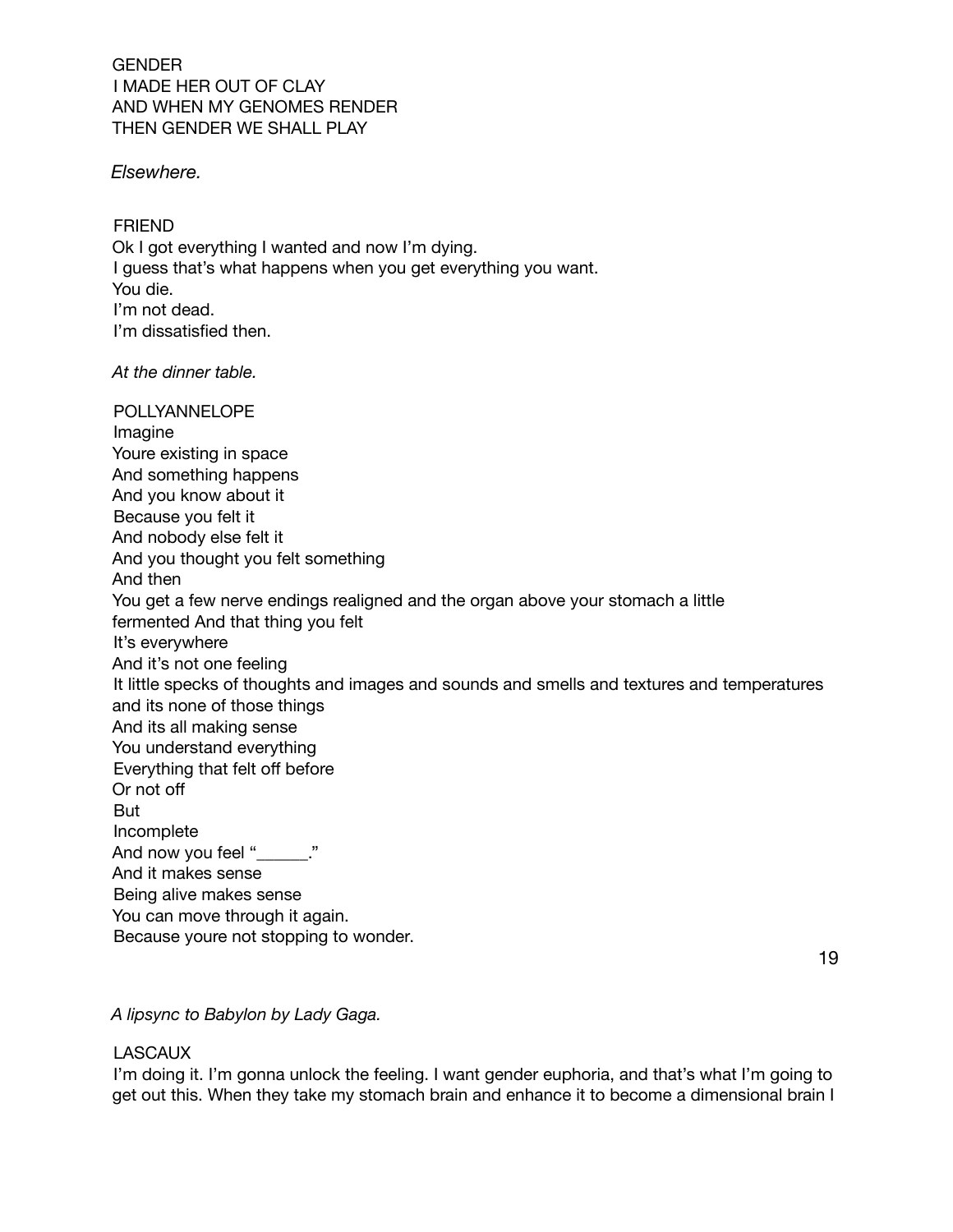GENDER
I MADE HER OUT OF CLAY
AND WHEN MY GENOMES RENDER
THEN GENDER WE SHALL PLAY

*Elsewhere.*

FRIEND
Ok I got everything I wanted and now I'm dying.
I guess that's what happens when you get everything you want.
You die.
I'm not dead.
I'm dissatisfied then.

*At the dinner table.*

POLLYANNELOPE
Imagine
Youre existing in space
And something happens
And you know about it
Because you felt it
And nobody else felt it
And you thought you felt something
And then
You get a few nerve endings realigned and the organ above your stomach a little fermented And that thing you felt
It's everywhere
And it's not one feeling
It little specks of thoughts and images and sounds and smells and textures and temperatures and its none of those things
And its all making sense
You understand everything
Everything that felt off before
Or not off
But
Incomplete
And now you feel "______."
And it makes sense
Being alive makes sense
You can move through it again.
Because youre not stopping to wonder.

*A lipsync to Babylon by Lady Gaga.*

LASCAUX
I'm doing it. I'm gonna unlock the feeling. I want gender euphoria, and that's what I'm going to get out this. When they take my stomach brain and enhance it to become a dimensional brain I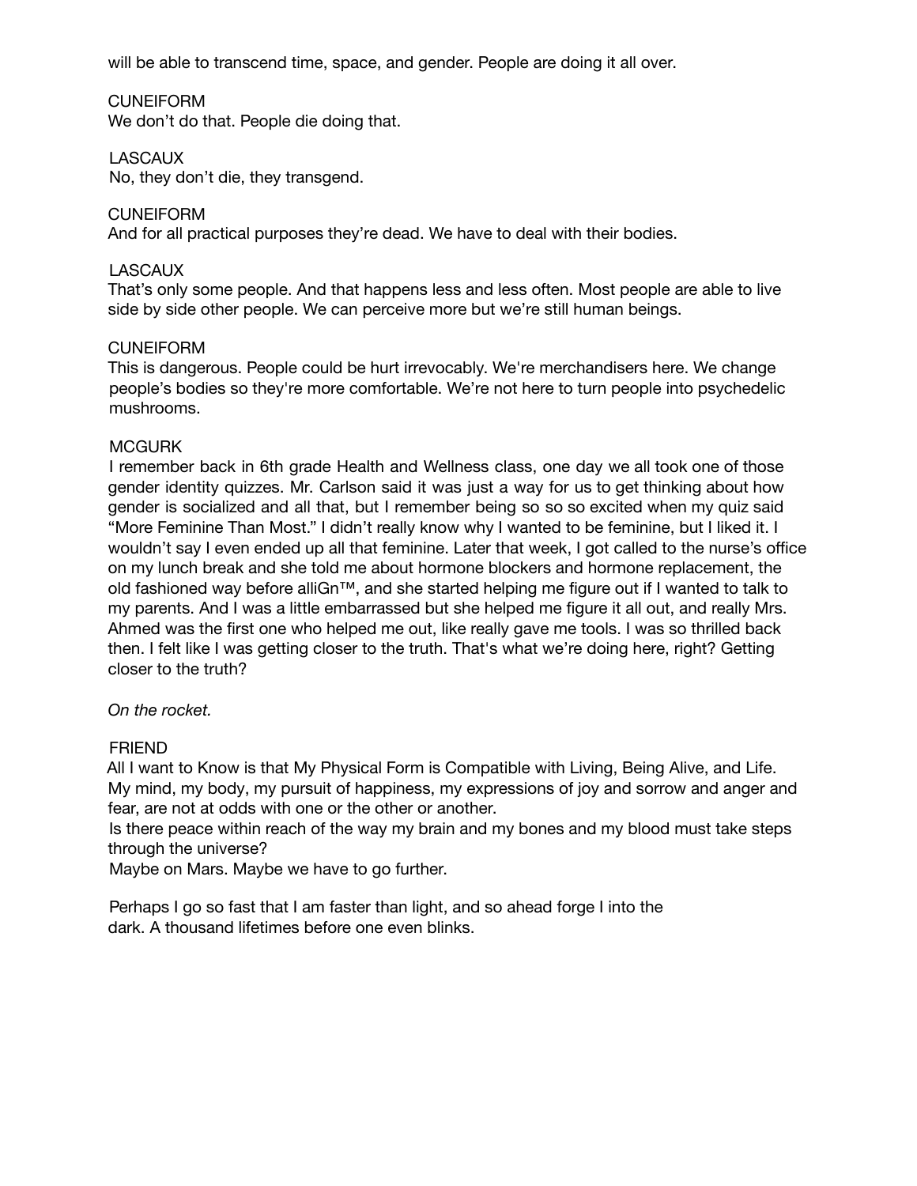will be able to transcend time, space, and gender. People are doing it all over.

CUNEIFORM
We don't do that. People die doing that.

LASCAUX
No, they don't die, they transgend.

CUNEIFORM
And for all practical purposes they're dead. We have to deal with their bodies.

LASCAUX
That's only some people. And that happens less and less often. Most people are able to live side by side other people. We can perceive more but we're still human beings.

CUNEIFORM
This is dangerous. People could be hurt irrevocably. We're merchandisers here. We change people's bodies so they're more comfortable. We're not here to turn people into psychedelic mushrooms.

MCGURK
I remember back in 6th grade Health and Wellness class, one day we all took one of those gender identity quizzes. Mr. Carlson said it was just a way for us to get thinking about how gender is socialized and all that, but I remember being so so so excited when my quiz said "More Feminine Than Most." I didn't really know why I wanted to be feminine, but I liked it. I wouldn't say I even ended up all that feminine. Later that week, I got called to the nurse's office on my lunch break and she told me about hormone blockers and hormone replacement, the old fashioned way before alliGn™, and she started helping me figure out if I wanted to talk to my parents. And I was a little embarrassed but she helped me figure it all out, and really Mrs. Ahmed was the first one who helped me out, like really gave me tools. I was so thrilled back then. I felt like I was getting closer to the truth. That's what we're doing here, right? Getting closer to the truth?

*On the rocket.*

FRIEND
All I want to Know is that My Physical Form is Compatible with Living, Being Alive, and Life. My mind, my body, my pursuit of happiness, my expressions of joy and sorrow and anger and fear, are not at odds with one or the other or another.
Is there peace within reach of the way my brain and my bones and my blood must take steps through the universe?
Maybe on Mars. Maybe we have to go further.

Perhaps I go so fast that I am faster than light, and so ahead forge I into the dark. A thousand lifetimes before one even blinks.